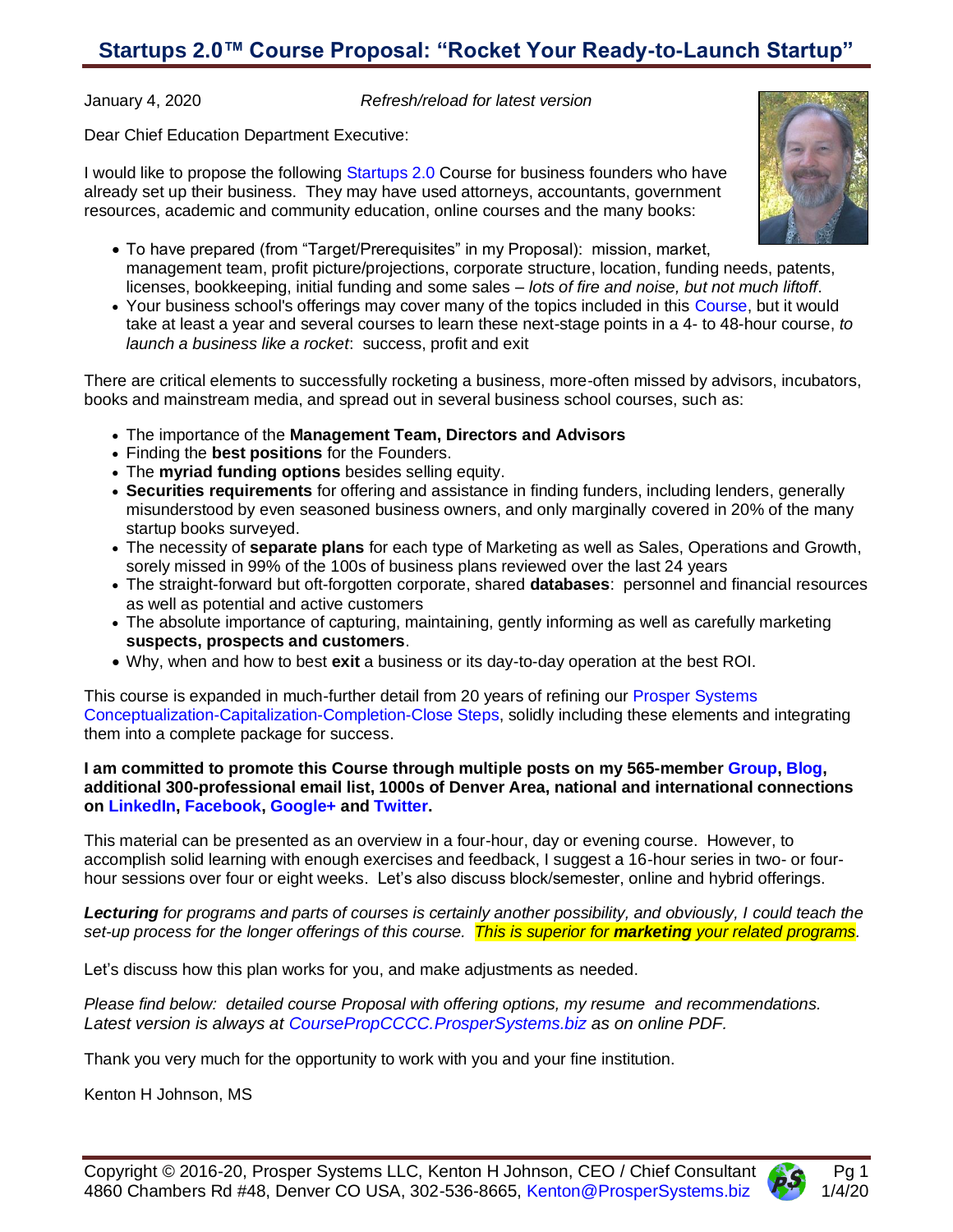# Startups 2.0™ Course Proposal: "Rocket Your Ready-to-Launch Startup"

January 4, 2020 *Refresh/reload for latest version*

Dear Chief Education Department Executive:

I would like to propose the following Startups 2.0 Course for business founders who have already set up their business. They may have used attorneys, accountants, government resources, academic and community education, online courses and the many books:

- To have prepared (from "Target/Prerequisites" in my Proposal): mission, market, management team, profit picture/projections, corporate structure, location, funding needs, patents, licenses, bookkeeping, initial funding and some sales – *lots of fire and noise, but not much liftoff*.
- Your business school's offerings may cover many of the topics included in this Course, but it would take at least a year and several courses to learn these next-stage points in a 4- to 48-hour course, *to launch a business like a rocket*: success, profit and exit

There are critical elements to successfully rocketing a business, more-often missed by advisors, incubators, books and mainstream media, and spread out in several business school courses, such as:

- The importance of the **Management Team, Directors and Advisors**
- Finding the **best positions** for the Founders.
- The **myriad funding options** besides selling equity.
- **Securities requirements** for offering and assistance in finding funders, including lenders, generally misunderstood by even seasoned business owners, and only marginally covered in 20% of the many startup books surveyed.
- The necessity of **separate plans** for each type of Marketing as well as Sales, Operations and Growth, sorely missed in 99% of the 100s of business plans reviewed over the last 24 years
- The straight-forward but oft-forgotten corporate, shared **databases**: personnel and financial resources as well as potential and active customers
- The absolute importance of capturing, maintaining, gently informing as well as carefully marketing **suspects, prospects and customers**.
- Why, when and how to best **exit** a business or its day-to-day operation at the best ROI.

This course is expanded in much-further detail from 20 years of refining our Prosper Systems Conceptualization-Capitalization-Completion-Close Steps, solidly including these elements and integrating them into a complete package for success.

**I am committed to promote this Course through multiple posts on my 565-member Group, Blog, additional 300-professional email list, 1000s of Denver Area, national and international connections on LinkedIn, Facebook, Google+ and Twitter.**

This material can be presented as an overview in a four-hour, day or evening course. However, to accomplish solid learning with enough exercises and feedback, I suggest a 16-hour series in two- or four-hour sessions over four or eight weeks. Let's also discuss block/semester, online and hybrid offerings.

***Lecturing** for programs and parts of courses is certainly another possibility, and obviously, I could teach the set-up process for the longer offerings of this course. This is superior for **marketing** your related programs.*

Let's discuss how this plan works for you, and make adjustments as needed.

*Please find below: detailed course Proposal with offering options, my resume and recommendations. Latest version is always at CoursePropCCCC.ProsperSystems.biz as on online PDF.*

Thank you very much for the opportunity to work with you and your fine institution.

Kenton H Johnson, MS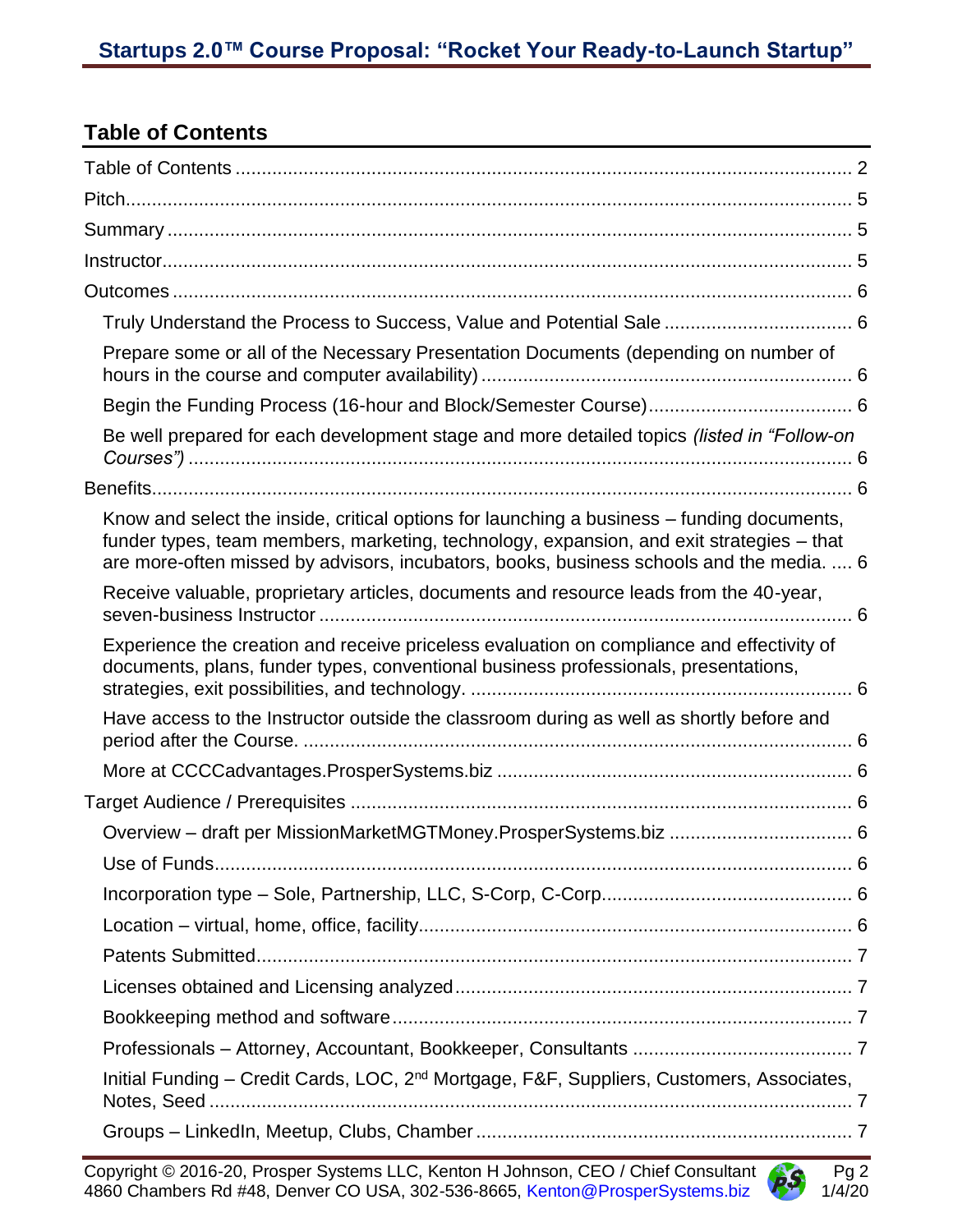## Table of Contents

- Table of Contents ..... 2
- Pitch ..... 5
- Summary ..... 5
- Instructor ..... 5
- Outcomes ..... 6
  - Truly Understand the Process to Success, Value and Potential Sale ..... 6
  - Prepare some or all of the Necessary Presentation Documents (depending on number of hours in the course and computer availability) ..... 6
  - Begin the Funding Process (16-hour and Block/Semester Course) ..... 6
  - Be well prepared for each development stage and more detailed topics *(listed in "Follow-on Courses")* ..... 6
- Benefits ..... 6
  - Know and select the inside, critical options for launching a business – funding documents, funder types, team members, marketing, technology, expansion, and exit strategies – that are more-often missed by advisors, incubators, books, business schools and the media. ..... 6
  - Receive valuable, proprietary articles, documents and resource leads from the 40-year, seven-business Instructor ..... 6
  - Experience the creation and receive priceless evaluation on compliance and effectivity of documents, plans, funder types, conventional business professionals, presentations, strategies, exit possibilities, and technology. ..... 6
  - Have access to the Instructor outside the classroom during as well as shortly before and period after the Course. ..... 6
  - More at CCCCadvantages.ProsperSystems.biz ..... 6
- Target Audience / Prerequisites ..... 6
  - Overview – draft per MissionMarketMGTMoney.ProsperSystems.biz ..... 6
  - Use of Funds ..... 6
  - Incorporation type – Sole, Partnership, LLC, S-Corp, C-Corp ..... 6
  - Location – virtual, home, office, facility ..... 6
  - Patents Submitted ..... 7
  - Licenses obtained and Licensing analyzed ..... 7
  - Bookkeeping method and software ..... 7
  - Professionals – Attorney, Accountant, Bookkeeper, Consultants ..... 7
  - Initial Funding – Credit Cards, LOC, 2nd Mortgage, F&F, Suppliers, Customers, Associates, Notes, Seed ..... 7
  - Groups – LinkedIn, Meetup, Clubs, Chamber ..... 7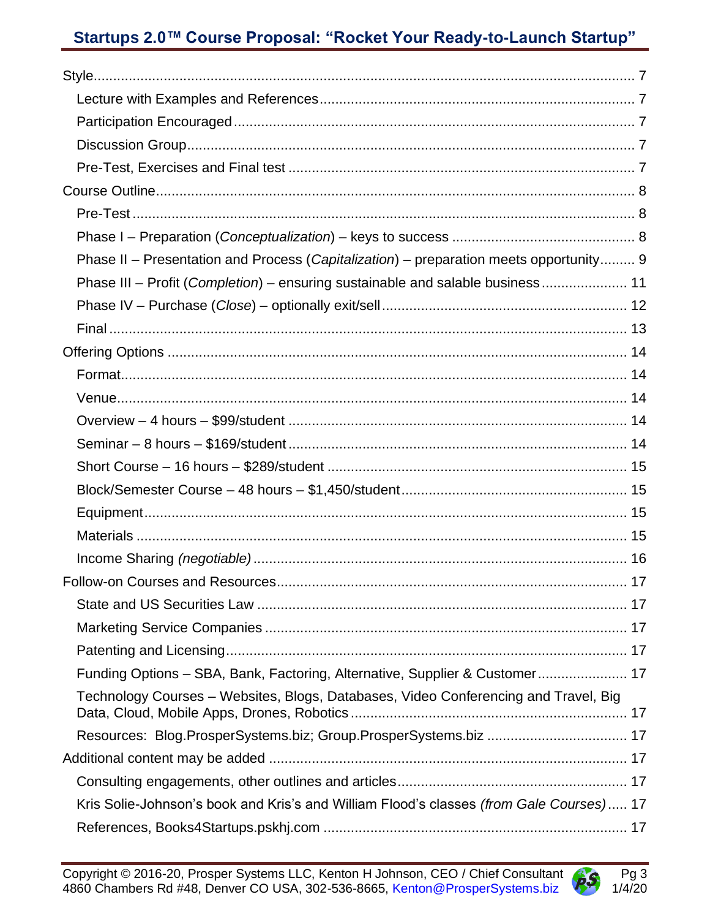- Style ... 7
  - Lecture with Examples and References ... 7
  - Participation Encouraged ... 7
  - Discussion Group ... 7
  - Pre-Test, Exercises and Final test ... 7
- Course Outline ... 8
  - Pre-Test ... 8
  - Phase I – Preparation (*Conceptualization*) – keys to success ... 8
  - Phase II – Presentation and Process (*Capitalization*) – preparation meets opportunity ... 9
  - Phase III – Profit (*Completion*) – ensuring sustainable and salable business ... 11
  - Phase IV – Purchase (*Close*) – optionally exit/sell ... 12
  - Final ... 13
- Offering Options ... 14
  - Format ... 14
  - Venue ... 14
  - Overview – 4 hours – $99/student ... 14
  - Seminar – 8 hours – $169/student ... 14
  - Short Course – 16 hours – $289/student ... 15
  - Block/Semester Course – 48 hours – $1,450/student ... 15
  - Equipment ... 15
  - Materials ... 15
  - Income Sharing *(negotiable)* ... 16
- Follow-on Courses and Resources ... 17
  - State and US Securities Law ... 17
  - Marketing Service Companies ... 17
  - Patenting and Licensing ... 17
  - Funding Options – SBA, Bank, Factoring, Alternative, Supplier & Customer ... 17
  - Technology Courses – Websites, Blogs, Databases, Video Conferencing and Travel, Big Data, Cloud, Mobile Apps, Drones, Robotics ... 17
  - Resources: Blog.ProsperSystems.biz; Group.ProsperSystems.biz ... 17
- Additional content may be added ... 17
  - Consulting engagements, other outlines and articles ... 17
  - Kris Solie-Johnson's book and Kris's and William Flood's classes *(from Gale Courses)* ... 17
  - References, Books4Startups.pskhj.com ... 17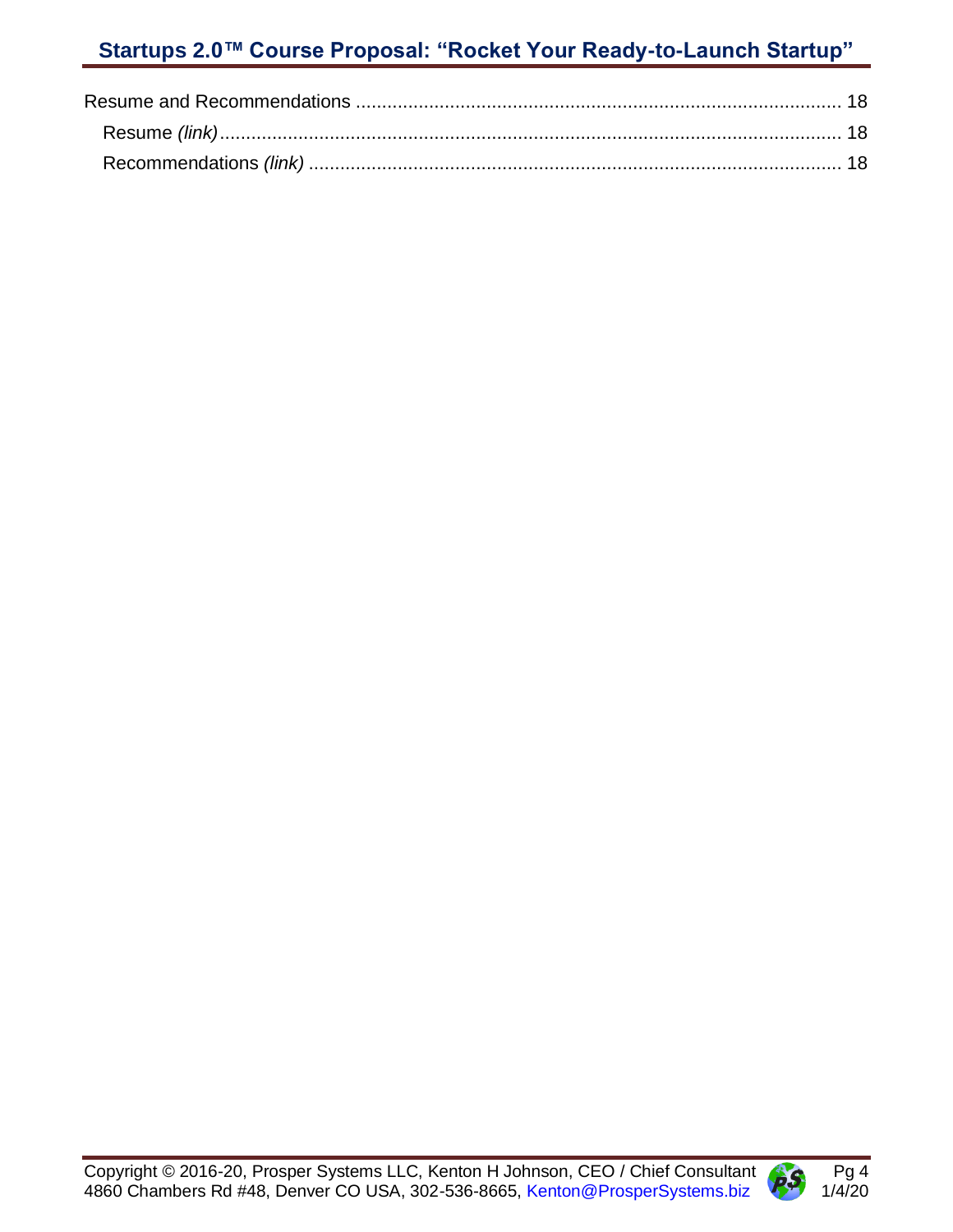Resume and Recommendations ............................................................................................ 18

Resume *(link)*........................................................................................................................ 18

Recommendations *(link)* ...................................................................................................... 18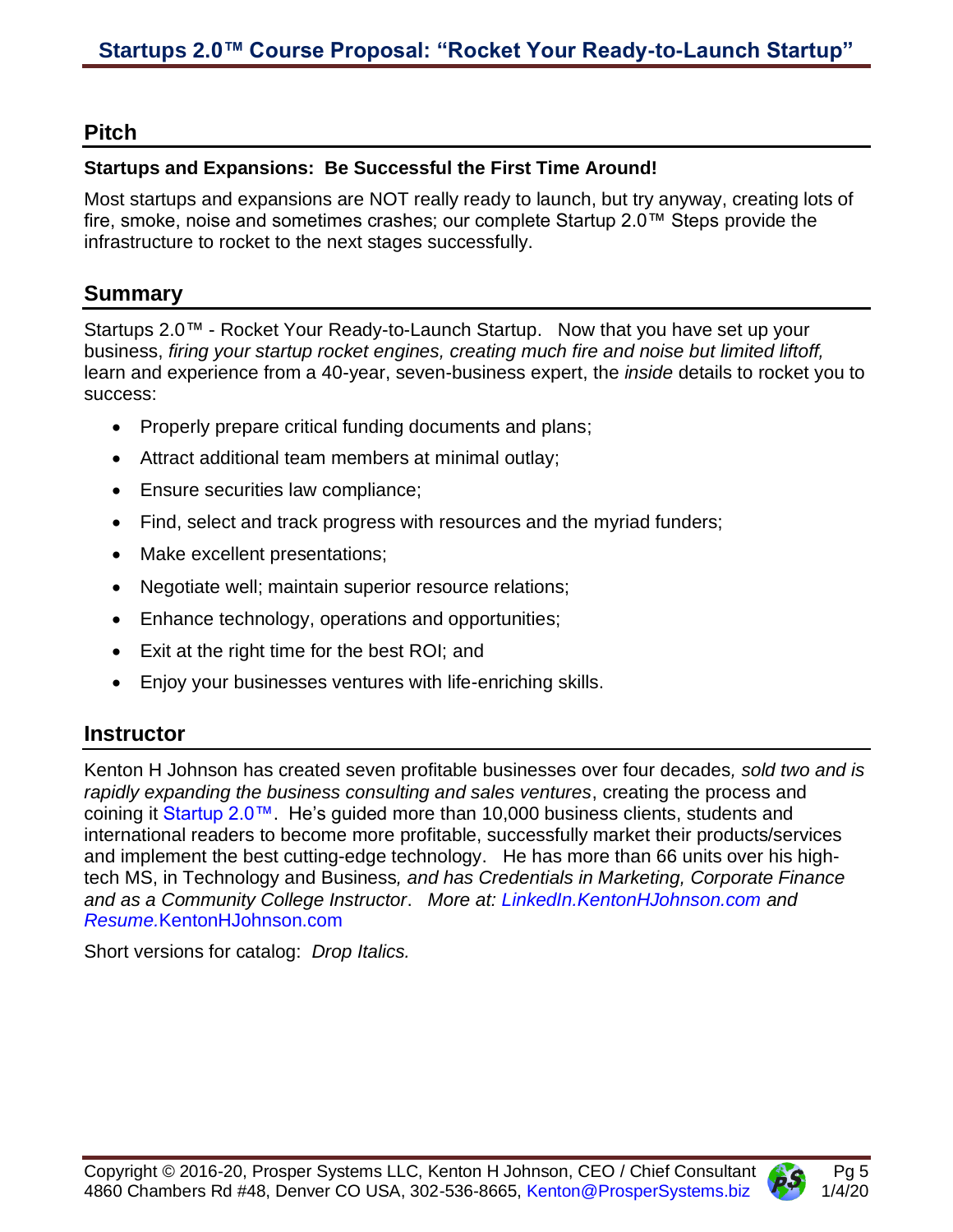## Pitch

**Startups and Expansions: Be Successful the First Time Around!**

Most startups and expansions are NOT really ready to launch, but try anyway, creating lots of fire, smoke, noise and sometimes crashes; our complete Startup 2.0™ Steps provide the infrastructure to rocket to the next stages successfully.

## Summary

Startups 2.0™ - Rocket Your Ready-to-Launch Startup. Now that you have set up your business, *firing your startup rocket engines, creating much fire and noise but limited liftoff,* learn and experience from a 40-year, seven-business expert, the *inside* details to rocket you to success:

- Properly prepare critical funding documents and plans;
- Attract additional team members at minimal outlay;
- Ensure securities law compliance;
- Find, select and track progress with resources and the myriad funders;
- Make excellent presentations;
- Negotiate well; maintain superior resource relations;
- Enhance technology, operations and opportunities;
- Exit at the right time for the best ROI; and
- Enjoy your businesses ventures with life-enriching skills.

## Instructor

Kenton H Johnson has created seven profitable businesses over four decades*, sold two and is rapidly expanding the business consulting and sales ventures*, creating the process and coining it Startup 2.0™. He's guided more than 10,000 business clients, students and international readers to become more profitable, successfully market their products/services and implement the best cutting-edge technology. He has more than 66 units over his high-tech MS, in Technology and Business*, and has Credentials in Marketing, Corporate Finance and as a Community College Instructor*. *More at: LinkedIn.KentonHJohnson.com and Resume.*KentonHJohnson.com

Short versions for catalog: *Drop Italics.*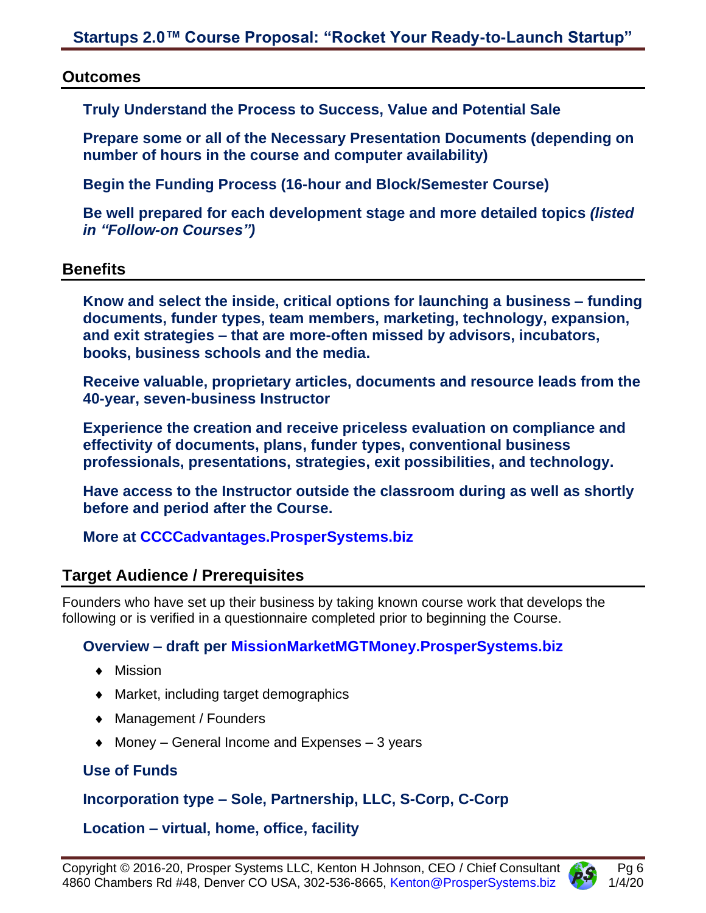## Outcomes

**Truly Understand the Process to Success, Value and Potential Sale**

**Prepare some or all of the Necessary Presentation Documents (depending on number of hours in the course and computer availability)**

**Begin the Funding Process (16-hour and Block/Semester Course)**

**Be well prepared for each development stage and more detailed topics *(listed in "Follow-on Courses")***

## Benefits

**Know and select the inside, critical options for launching a business – funding documents, funder types, team members, marketing, technology, expansion, and exit strategies – that are more-often missed by advisors, incubators, books, business schools and the media.**

**Receive valuable, proprietary articles, documents and resource leads from the 40-year, seven-business Instructor**

**Experience the creation and receive priceless evaluation on compliance and effectivity of documents, plans, funder types, conventional business professionals, presentations, strategies, exit possibilities, and technology.**

**Have access to the Instructor outside the classroom during as well as shortly before and period after the Course.**

**More at CCCCadvantages.ProsperSystems.biz**

## Target Audience / Prerequisites

Founders who have set up their business by taking known course work that develops the following or is verified in a questionnaire completed prior to beginning the Course.

**Overview – draft per MissionMarketMGTMoney.ProsperSystems.biz**

- Mission
- Market, including target demographics
- Management / Founders
- Money – General Income and Expenses – 3 years

**Use of Funds**

**Incorporation type – Sole, Partnership, LLC, S-Corp, C-Corp**

**Location – virtual, home, office, facility**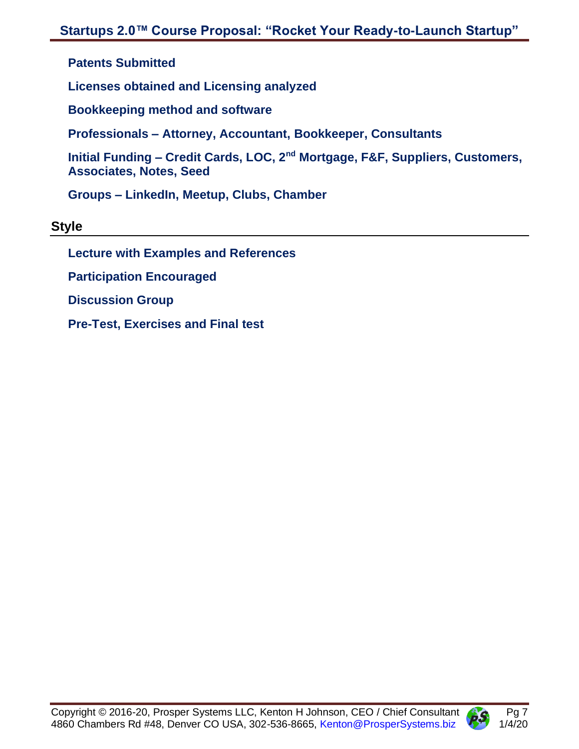**Patents Submitted**

**Licenses obtained and Licensing analyzed**

**Bookkeeping method and software**

**Professionals – Attorney, Accountant, Bookkeeper, Consultants**

**Initial Funding – Credit Cards, LOC, 2nd Mortgage, F&F, Suppliers, Customers, Associates, Notes, Seed**

**Groups – LinkedIn, Meetup, Clubs, Chamber**

## Style

**Lecture with Examples and References**

**Participation Encouraged**

**Discussion Group**

**Pre-Test, Exercises and Final test**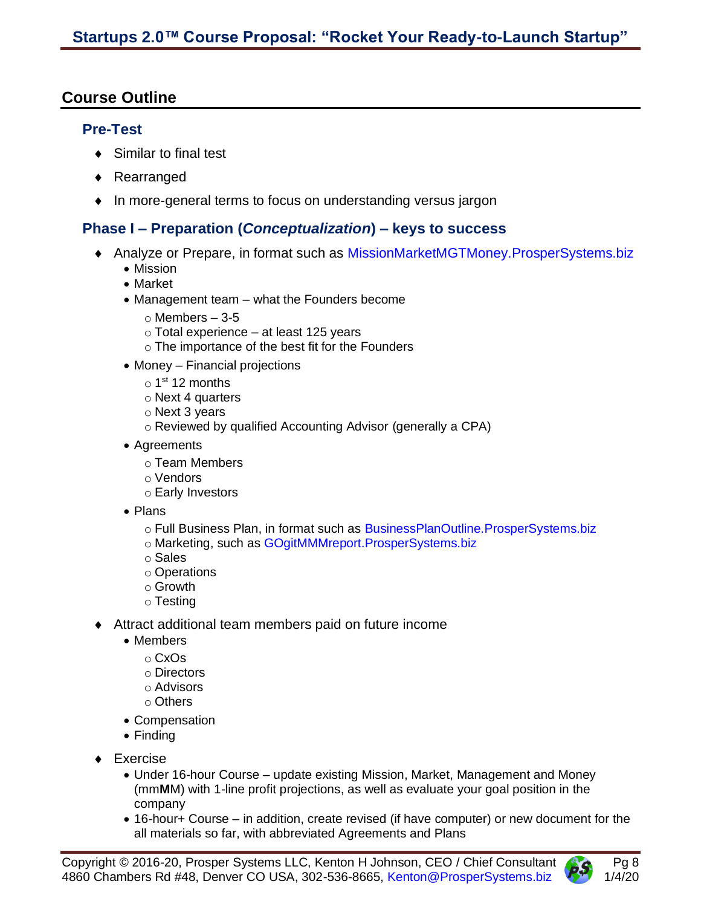## Course Outline

### Pre-Test

- Similar to final test
- Rearranged
- In more-general terms to focus on understanding versus jargon

### Phase I – Preparation (*Conceptualization*) – keys to success

- Analyze or Prepare, in format such as MissionMarketMGTMoney.ProsperSystems.biz
  - Mission
  - Market
  - Management team – what the Founders become
    - Members – 3-5
    - Total experience – at least 125 years
    - The importance of the best fit for the Founders
  - Money – Financial projections
    - 1st 12 months
    - Next 4 quarters
    - Next 3 years
    - Reviewed by qualified Accounting Advisor (generally a CPA)
  - Agreements
    - Team Members
    - Vendors
    - Early Investors
  - Plans
    - Full Business Plan, in format such as BusinessPlanOutline.ProsperSystems.biz
    - Marketing, such as GOgitMMMreport.ProsperSystems.biz
    - Sales
    - Operations
    - Growth
    - Testing
- Attract additional team members paid on future income
  - Members
    - CxOs
    - Directors
    - Advisors
    - Others
  - Compensation
  - Finding
- Exercise
  - Under 16-hour Course – update existing Mission, Market, Management and Money (mm**M**M) with 1-line profit projections, as well as evaluate your goal position in the company
  - 16-hour+ Course – in addition, create revised (if have computer) or new document for the all materials so far, with abbreviated Agreements and Plans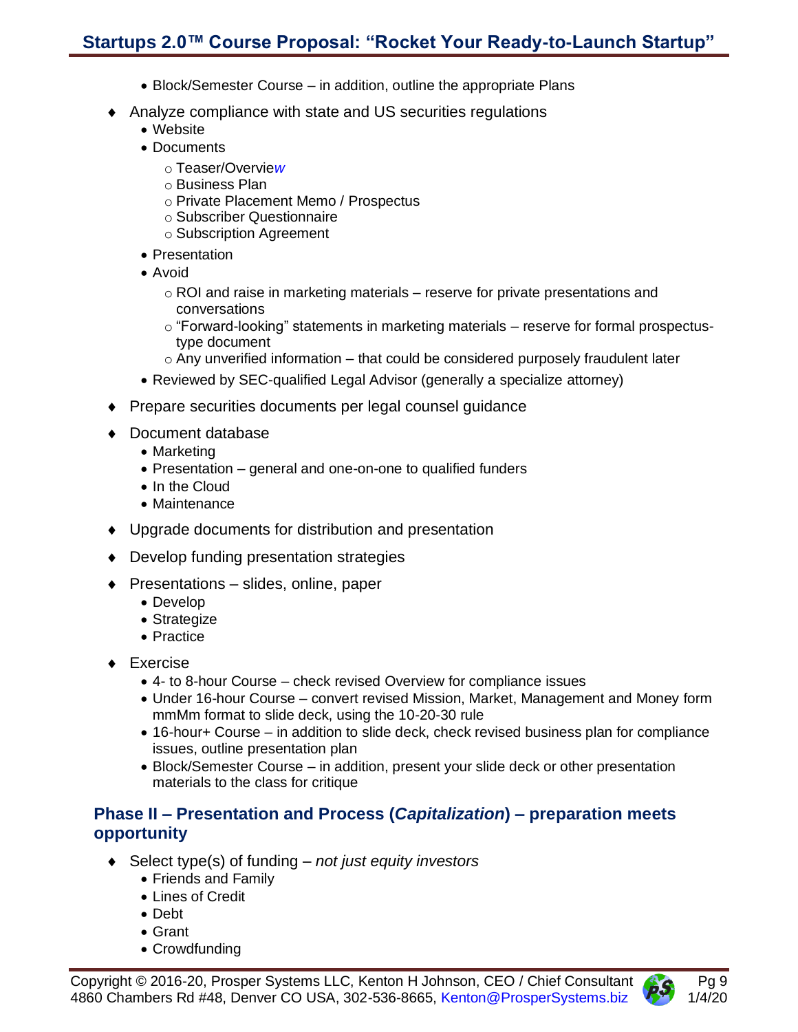- Block/Semester Course – in addition, outline the appropriate Plans

- Analyze compliance with state and US securities regulations
  - Website
  - Documents
    - Teaser/Overview
    - Business Plan
    - Private Placement Memo / Prospectus
    - Subscriber Questionnaire
    - Subscription Agreement
  - Presentation
  - Avoid
    - ROI and raise in marketing materials – reserve for private presentations and conversations
    - "Forward-looking" statements in marketing materials – reserve for formal prospectus-type document
    - Any unverified information – that could be considered purposely fraudulent later
  - Reviewed by SEC-qualified Legal Advisor (generally a specialize attorney)

- Prepare securities documents per legal counsel guidance

- Document database
  - Marketing
  - Presentation – general and one-on-one to qualified funders
  - In the Cloud
  - Maintenance

- Upgrade documents for distribution and presentation

- Develop funding presentation strategies

- Presentations – slides, online, paper
  - Develop
  - Strategize
  - Practice

- Exercise
  - 4- to 8-hour Course – check revised Overview for compliance issues
  - Under 16-hour Course – convert revised Mission, Market, Management and Money form mmMm format to slide deck, using the 10-20-30 rule
  - 16-hour+ Course – in addition to slide deck, check revised business plan for compliance issues, outline presentation plan
  - Block/Semester Course – in addition, present your slide deck or other presentation materials to the class for critique

### Phase II – Presentation and Process (*Capitalization*) – preparation meets opportunity

- Select type(s) of funding – *not just equity investors*
  - Friends and Family
  - Lines of Credit
  - Debt
  - Grant
  - Crowdfunding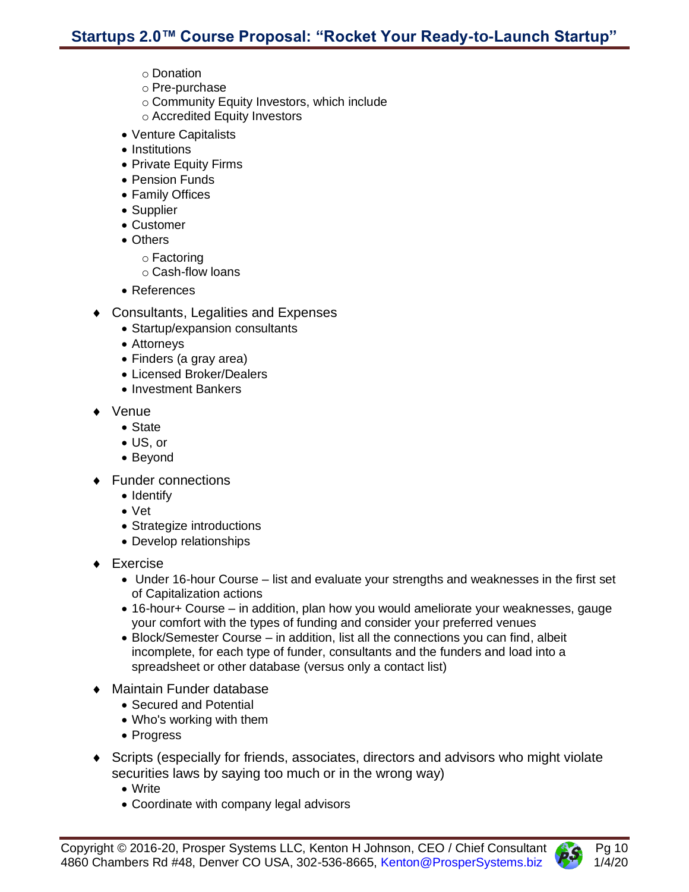- Donation
- Pre-purchase
- Community Equity Investors, which include
- Accredited Equity Investors

- Venture Capitalists
- Institutions
- Private Equity Firms
- Pension Funds
- Family Offices
- Supplier
- Customer
- Others
  - Factoring
  - Cash-flow loans
- References

♦ Consultants, Legalities and Expenses
  - Startup/expansion consultants
  - Attorneys
  - Finders (a gray area)
  - Licensed Broker/Dealers
  - Investment Bankers

♦ Venue
  - State
  - US, or
  - Beyond

♦ Funder connections
  - Identify
  - Vet
  - Strategize introductions
  - Develop relationships

♦ Exercise
  - Under 16-hour Course – list and evaluate your strengths and weaknesses in the first set of Capitalization actions
  - 16-hour+ Course – in addition, plan how you would ameliorate your weaknesses, gauge your comfort with the types of funding and consider your preferred venues
  - Block/Semester Course – in addition, list all the connections you can find, albeit incomplete, for each type of funder, consultants and the funders and load into a spreadsheet or other database (versus only a contact list)

♦ Maintain Funder database
  - Secured and Potential
  - Who's working with them
  - Progress

♦ Scripts (especially for friends, associates, directors and advisors who might violate securities laws by saying too much or in the wrong way)
  - Write
  - Coordinate with company legal advisors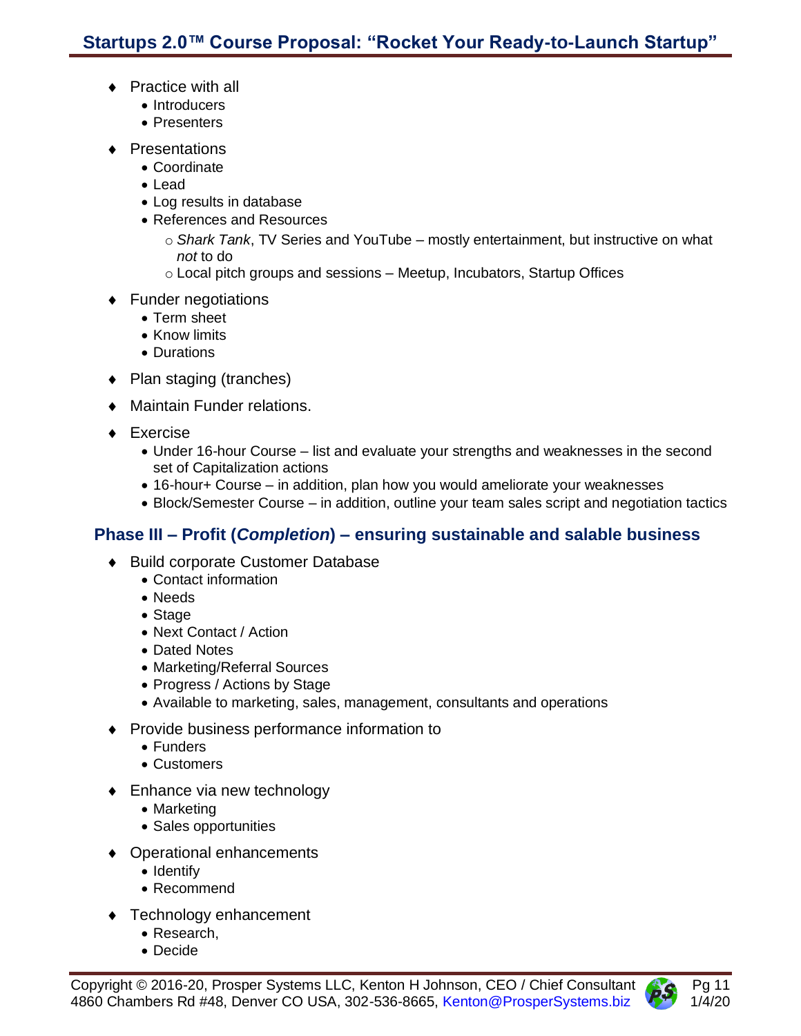- Practice with all
  - Introducers
  - Presenters
- Presentations
  - Coordinate
  - Lead
  - Log results in database
  - References and Resources
    - *Shark Tank*, TV Series and YouTube – mostly entertainment, but instructive on what *not* to do
    - Local pitch groups and sessions – Meetup, Incubators, Startup Offices
- Funder negotiations
  - Term sheet
  - Know limits
  - Durations
- Plan staging (tranches)
- Maintain Funder relations.
- Exercise
  - Under 16-hour Course – list and evaluate your strengths and weaknesses in the second set of Capitalization actions
  - 16-hour+ Course – in addition, plan how you would ameliorate your weaknesses
  - Block/Semester Course – in addition, outline your team sales script and negotiation tactics

## Phase III – Profit (*Completion*) – ensuring sustainable and salable business

- Build corporate Customer Database
  - Contact information
  - Needs
  - Stage
  - Next Contact / Action
  - Dated Notes
  - Marketing/Referral Sources
  - Progress / Actions by Stage
  - Available to marketing, sales, management, consultants and operations
- Provide business performance information to
  - Funders
  - Customers
- Enhance via new technology
  - Marketing
  - Sales opportunities
- Operational enhancements
  - Identify
  - Recommend
- Technology enhancement
  - Research,
  - Decide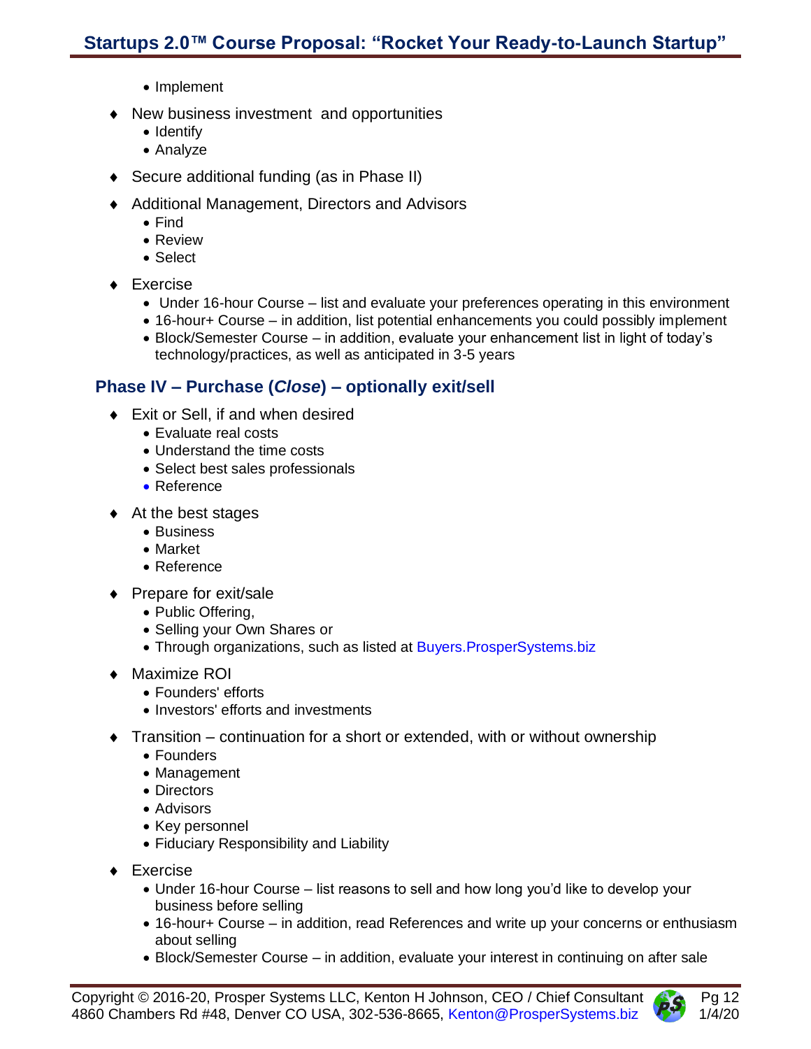- Implement

- New business investment  and opportunities
  - Identify
  - Analyze

- Secure additional funding (as in Phase II)

- Additional Management, Directors and Advisors
  - Find
  - Review
  - Select

- Exercise
  - Under 16-hour Course – list and evaluate your preferences operating in this environment
  - 16-hour+ Course – in addition, list potential enhancements you could possibly implement
  - Block/Semester Course – in addition, evaluate your enhancement list in light of today's technology/practices, as well as anticipated in 3-5 years

## Phase IV – Purchase (*Close*) – optionally exit/sell

- Exit or Sell, if and when desired
  - Evaluate real costs
  - Understand the time costs
  - Select best sales professionals
  - Reference

- At the best stages
  - Business
  - Market
  - Reference

- Prepare for exit/sale
  - Public Offering,
  - Selling your Own Shares or
  - Through organizations, such as listed at Buyers.ProsperSystems.biz

- Maximize ROI
  - Founders' efforts
  - Investors' efforts and investments

- Transition – continuation for a short or extended, with or without ownership
  - Founders
  - Management
  - Directors
  - Advisors
  - Key personnel
  - Fiduciary Responsibility and Liability

- Exercise
  - Under 16-hour Course – list reasons to sell and how long you'd like to develop your business before selling
  - 16-hour+ Course – in addition, read References and write up your concerns or enthusiasm about selling
  - Block/Semester Course – in addition, evaluate your interest in continuing on after sale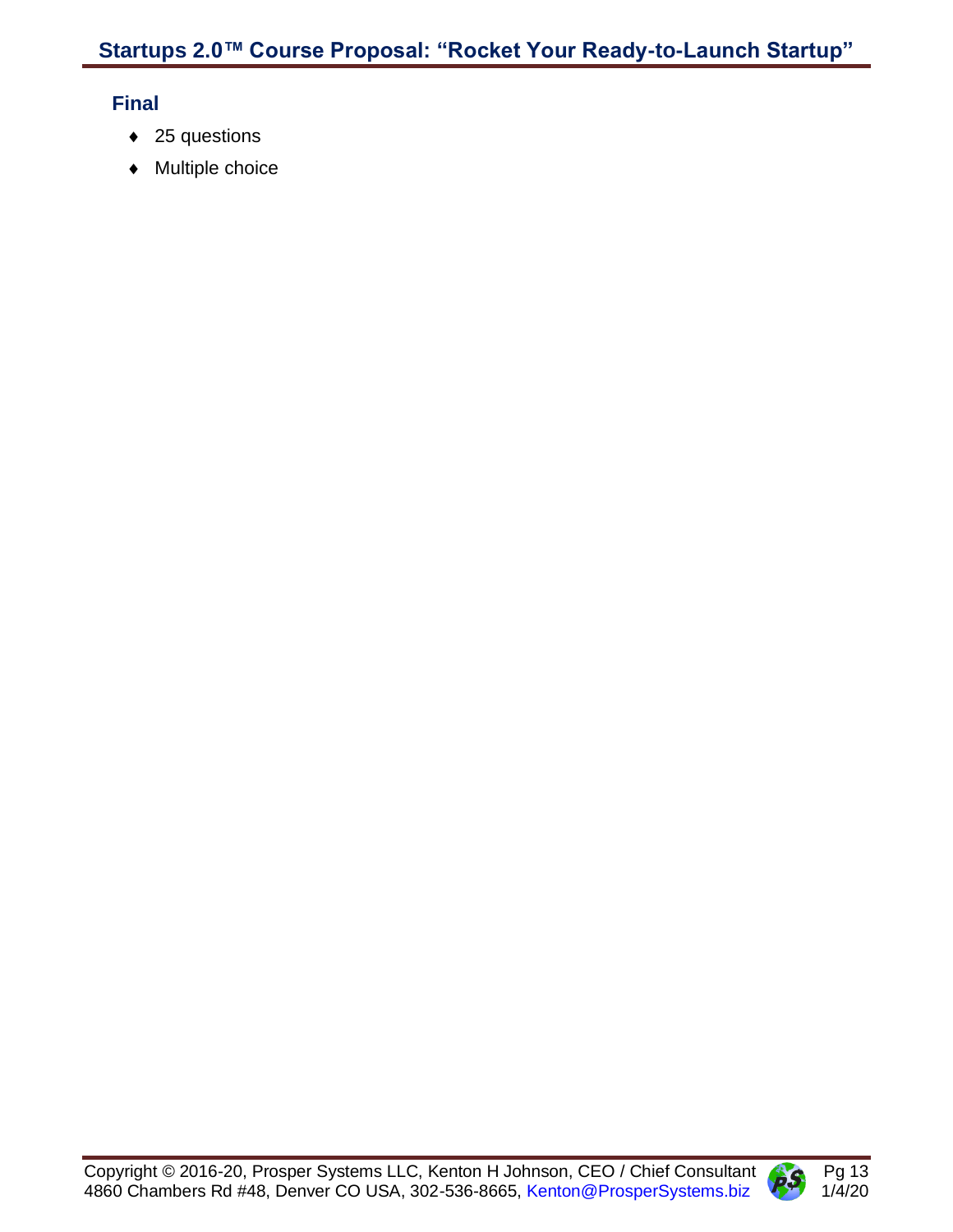### Final

- 25 questions
- Multiple choice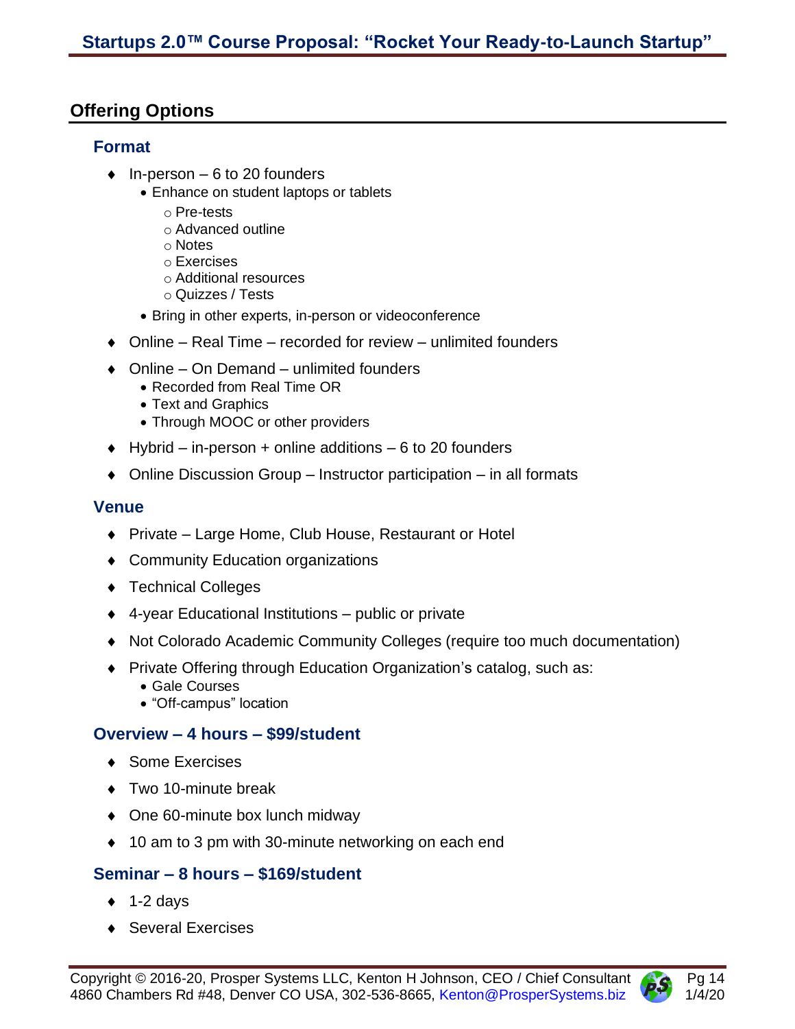## Offering Options

### Format

- In-person – 6 to 20 founders
  - Enhance on student laptops or tablets
    - Pre-tests
    - Advanced outline
    - Notes
    - Exercises
    - Additional resources
    - Quizzes / Tests
  - Bring in other experts, in-person or videoconference
- Online – Real Time – recorded for review – unlimited founders
- Online – On Demand – unlimited founders
  - Recorded from Real Time OR
  - Text and Graphics
  - Through MOOC or other providers
- Hybrid – in-person + online additions – 6 to 20 founders
- Online Discussion Group – Instructor participation – in all formats

### Venue

- Private – Large Home, Club House, Restaurant or Hotel
- Community Education organizations
- Technical Colleges
- 4-year Educational Institutions – public or private
- Not Colorado Academic Community Colleges (require too much documentation)
- Private Offering through Education Organization's catalog, such as:
  - Gale Courses
  - "Off-campus" location

### Overview – 4 hours – $99/student

- Some Exercises
- Two 10-minute break
- One 60-minute box lunch midway
- 10 am to 3 pm with 30-minute networking on each end

### Seminar – 8 hours – $169/student

- 1-2 days
- Several Exercises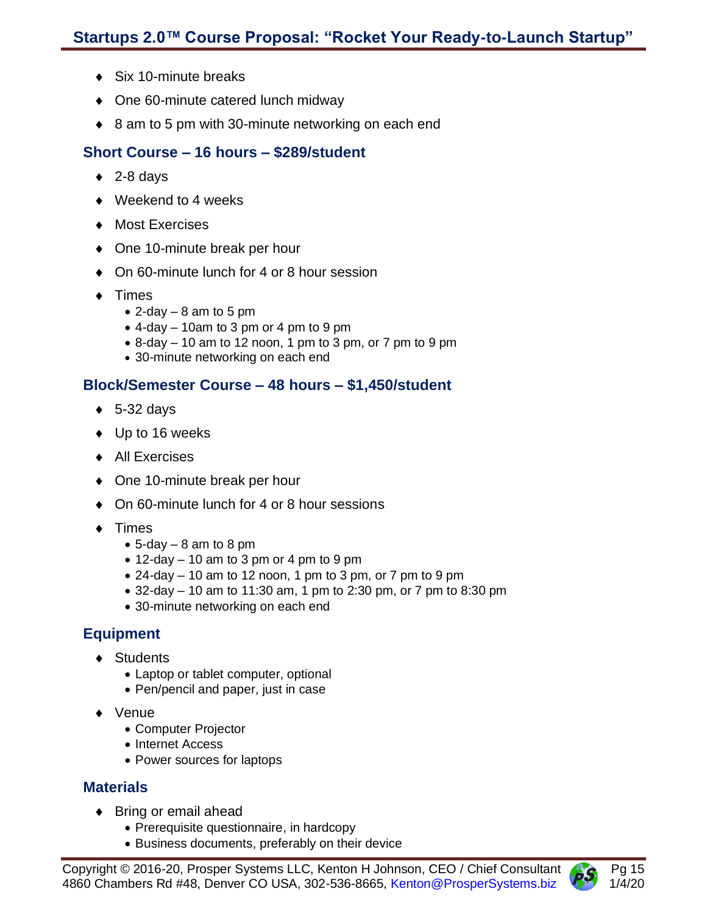- Six 10-minute breaks
- One 60-minute catered lunch midway
- 8 am to 5 pm with 30-minute networking on each end

### Short Course – 16 hours – $289/student

- 2-8 days
- Weekend to 4 weeks
- Most Exercises
- One 10-minute break per hour
- On 60-minute lunch for 4 or 8 hour session
- Times
  - 2-day – 8 am to 5 pm
  - 4-day – 10am to 3 pm or 4 pm to 9 pm
  - 8-day – 10 am to 12 noon, 1 pm to 3 pm, or 7 pm to 9 pm
  - 30-minute networking on each end

### Block/Semester Course – 48 hours – $1,450/student

- 5-32 days
- Up to 16 weeks
- All Exercises
- One 10-minute break per hour
- On 60-minute lunch for 4 or 8 hour sessions
- Times
  - 5-day – 8 am to 8 pm
  - 12-day – 10 am to 3 pm or 4 pm to 9 pm
  - 24-day – 10 am to 12 noon, 1 pm to 3 pm, or 7 pm to 9 pm
  - 32-day – 10 am to 11:30 am, 1 pm to 2:30 pm, or 7 pm to 8:30 pm
  - 30-minute networking on each end

### Equipment

- Students
  - Laptop or tablet computer, optional
  - Pen/pencil and paper, just in case
- Venue
  - Computer Projector
  - Internet Access
  - Power sources for laptops

### Materials

- Bring or email ahead
  - Prerequisite questionnaire, in hardcopy
  - Business documents, preferably on their device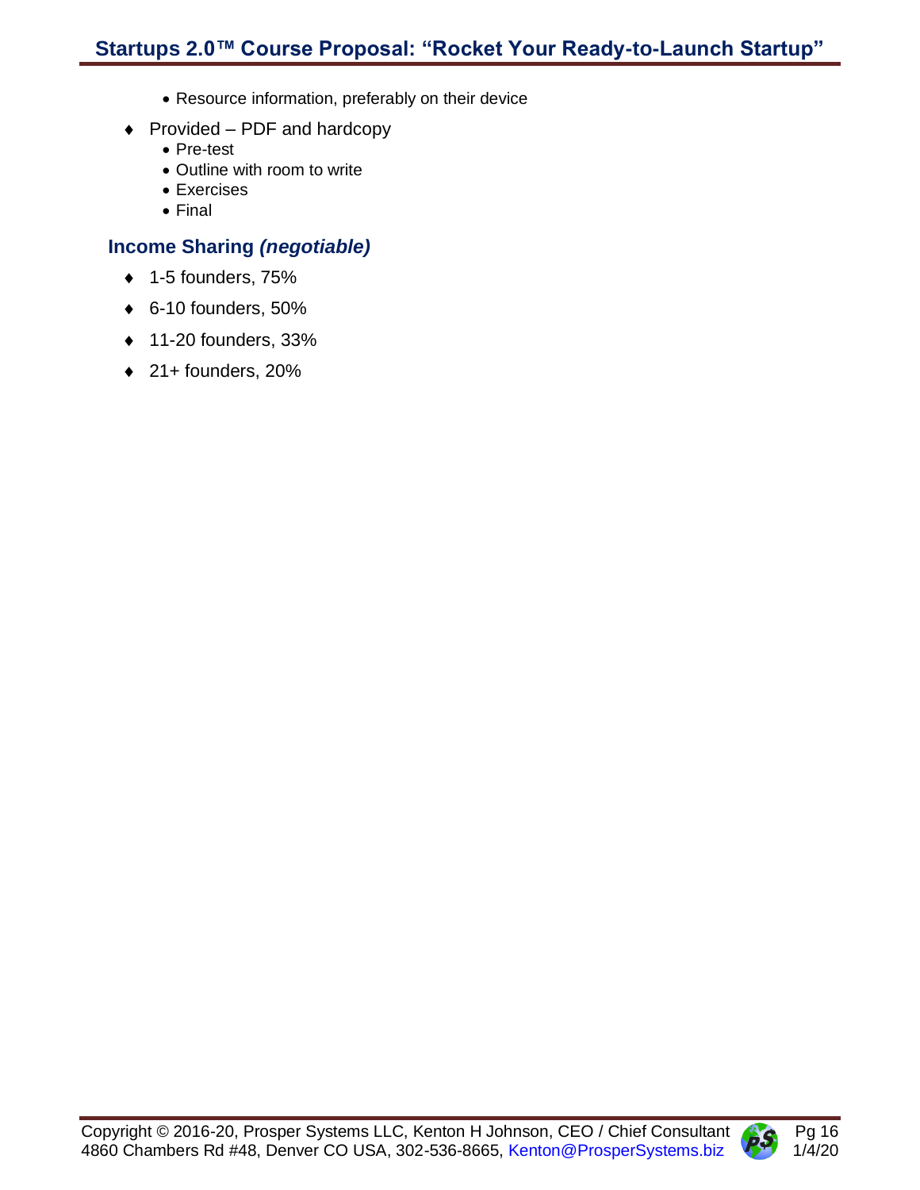- Resource information, preferably on their device

- Provided – PDF and hardcopy
  - Pre-test
  - Outline with room to write
  - Exercises
  - Final

### Income Sharing *(negotiable)*

- 1-5 founders, 75%
- 6-10 founders, 50%
- 11-20 founders, 33%
- 21+ founders, 20%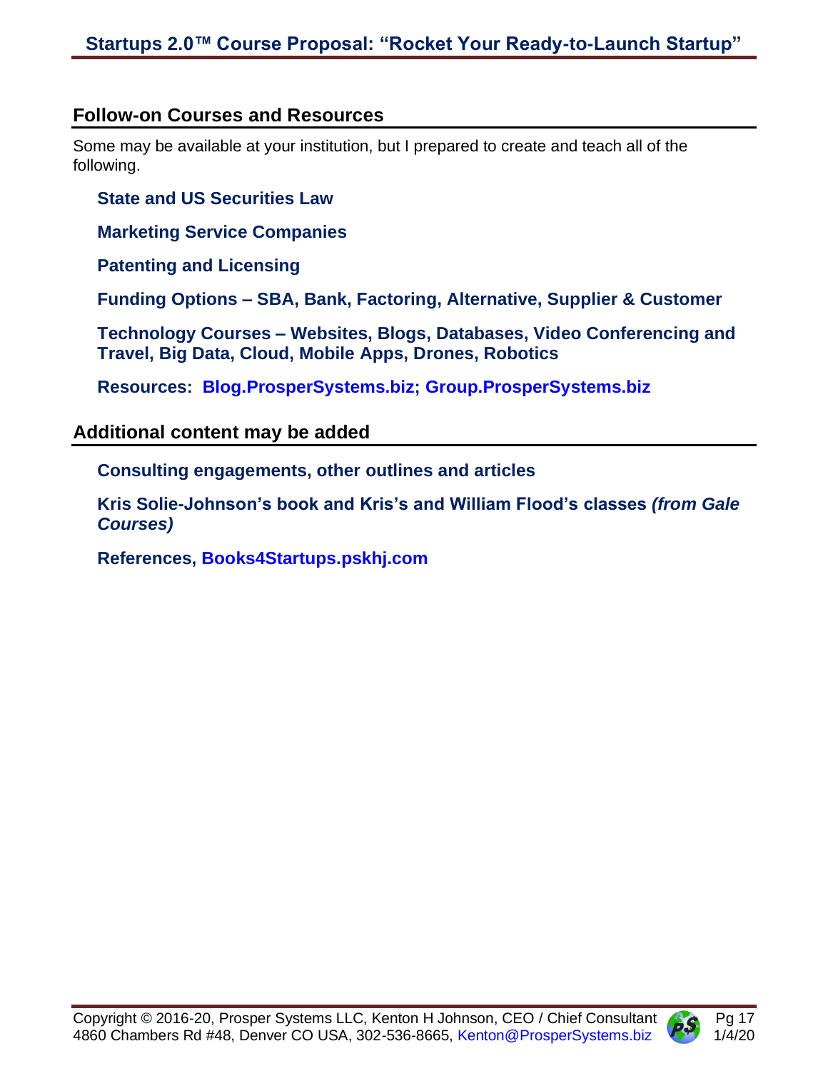## Follow-on Courses and Resources

Some may be available at your institution, but I prepared to create and teach all of the following.

**State and US Securities Law**

**Marketing Service Companies**

**Patenting and Licensing**

**Funding Options – SBA, Bank, Factoring, Alternative, Supplier & Customer**

**Technology Courses – Websites, Blogs, Databases, Video Conferencing and Travel, Big Data, Cloud, Mobile Apps, Drones, Robotics**

**Resources: Blog.ProsperSystems.biz; Group.ProsperSystems.biz**

## Additional content may be added

**Consulting engagements, other outlines and articles**

**Kris Solie-Johnson's book and Kris's and William Flood's classes *(from Gale Courses)***

**References, Books4Startups.pskhj.com**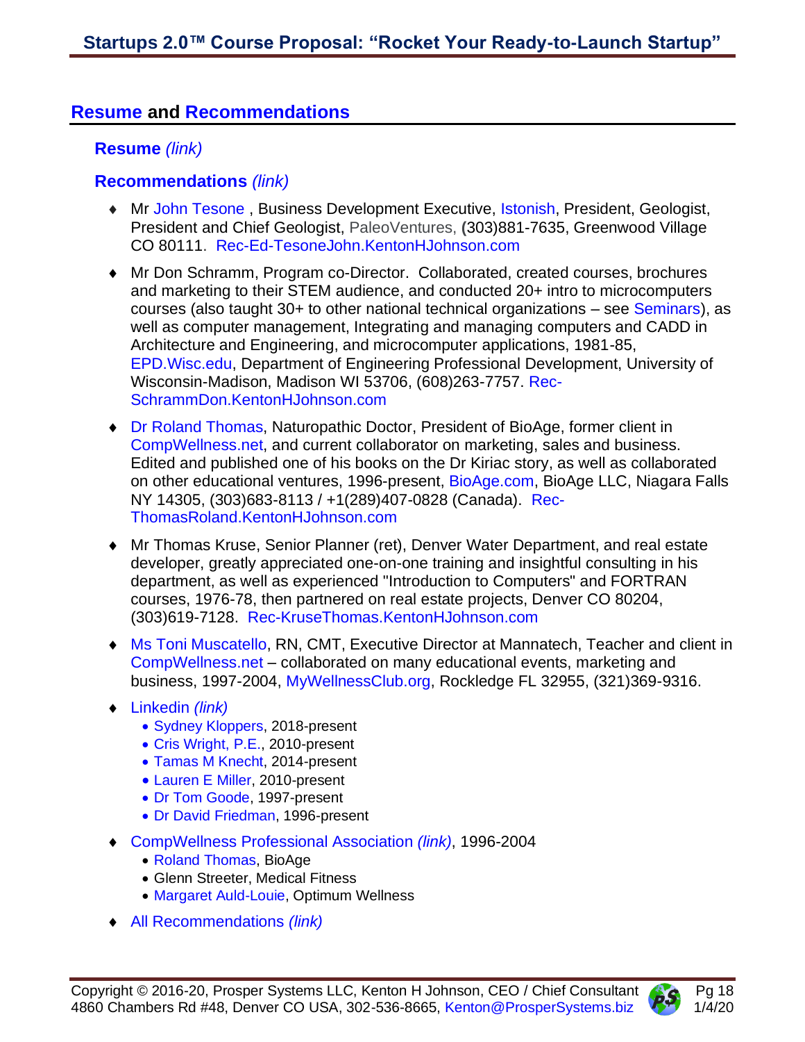## Resume and Recommendations

### Resume *(link)*

### Recommendations *(link)*

- Mr John Tesone , Business Development Executive, Istonish, President, Geologist, President and Chief Geologist, PaleoVentures, (303)881-7635, Greenwood Village CO 80111. Rec-Ed-TesoneJohn.KentonHJohnson.com
- Mr Don Schramm, Program co-Director. Collaborated, created courses, brochures and marketing to their STEM audience, and conducted 20+ intro to microcomputers courses (also taught 30+ to other national technical organizations – see Seminars), as well as computer management, Integrating and managing computers and CADD in Architecture and Engineering, and microcomputer applications, 1981-85, EPD.Wisc.edu, Department of Engineering Professional Development, University of Wisconsin-Madison, Madison WI 53706, (608)263-7757. Rec-SchrammDon.KentonHJohnson.com
- Dr Roland Thomas, Naturopathic Doctor, President of BioAge, former client in CompWellness.net, and current collaborator on marketing, sales and business. Edited and published one of his books on the Dr Kiriac story, as well as collaborated on other educational ventures, 1996-present, BioAge.com, BioAge LLC, Niagara Falls NY 14305, (303)683-8113 / +1(289)407-0828 (Canada). Rec-ThomasRoland.KentonHJohnson.com
- Mr Thomas Kruse, Senior Planner (ret), Denver Water Department, and real estate developer, greatly appreciated one-on-one training and insightful consulting in his department, as well as experienced "Introduction to Computers" and FORTRAN courses, 1976-78, then partnered on real estate projects, Denver CO 80204, (303)619-7128. Rec-KruseThomas.KentonHJohnson.com
- Ms Toni Muscatello, RN, CMT, Executive Director at Mannatech, Teacher and client in CompWellness.net – collaborated on many educational events, marketing and business, 1997-2004, MyWellnessClub.org, Rockledge FL 32955, (321)369-9316.
- Linkedin *(link)*
  - Sydney Kloppers, 2018-present
  - Cris Wright, P.E., 2010-present
  - Tamas M Knecht, 2014-present
  - Lauren E Miller, 2010-present
  - Dr Tom Goode, 1997-present
  - Dr David Friedman, 1996-present
- CompWellness Professional Association *(link)*, 1996-2004
  - Roland Thomas, BioAge
  - Glenn Streeter, Medical Fitness
  - Margaret Auld-Louie, Optimum Wellness
- All Recommendations *(link)*